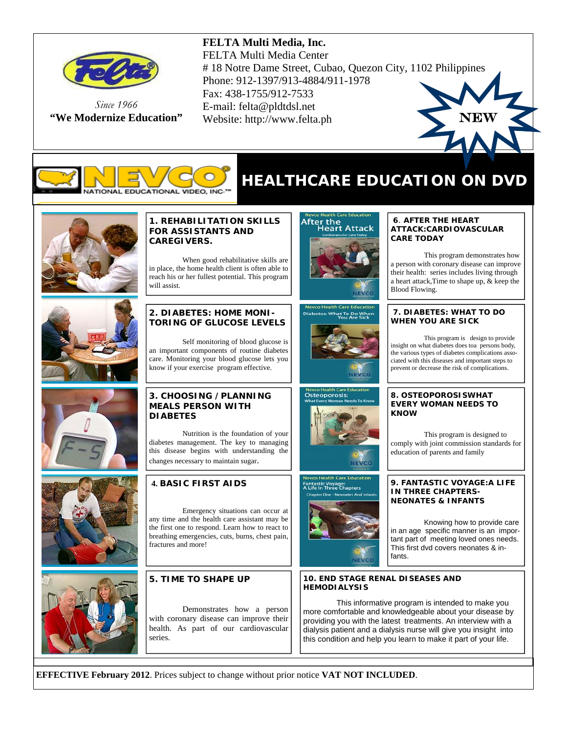**FELTA Multi Media, Inc.**
FELTA Multi Media Center
# 18 Notre Dame Street, Cubao, Quezon City, 1102 Philippines
Phone: 912-1397/913-4884/911-1978
Fax: 438-1755/912-7533
E-mail: felta@pldtdsl.net
Website: http://www.felta.ph

*Since 1966*
**"We Modernize Education"**

NEW

NEVCO NATIONAL EDUCATIONAL VIDEO, INC.

# HEALTHCARE EDUCATION ON DVD

### 1. REHABILITATION SKILLS FOR ASSISTANTS AND CAREGIVERS.

When good rehabilitative skills are in place, the home health client is often able to reach his or her fullest potential. This program will assist.

### 2. DIABETES: HOME MONITORING OF GLUCOSE LEVELS

Self monitoring of blood glucose is an important components of routine diabetes care. Monitoring your blood glucose lets you know if your exercise program effective.

### 3. CHOOSING / PLANNING MEALS PERSON WITH DIABETES

Nutrition is the foundation of your diabetes management. The key to managing this disease begins with understanding the changes necessary to maintain sugar.

### 4. BASIC FIRST AIDS

Emergency situations can occur at any time and the health care assistant may be the first one to respond. Learn how to react to breathing emergencies, cuts, burns, chest pain, fractures and more!

### 5. TIME TO SHAPE UP

Demonstrates how a person with coronary disease can improve their health. As part of our cardiovascular series.

### 6. AFTER THE HEART ATTACK:CARDIOVASCULAR CARE TODAY

This program demonstrates how a person with coronary disease can improve their health: series includes living through a heart attack,Time to shape up, & keep the Blood Flowing.

### 7. DIABETES: WHAT TO DO WHEN YOU ARE SICK

This program is design to provide insight on what diabetes does toa persons body, the various types of diabetes complications associated with this diseases and important steps to prevent or decrease the risk of complications.

### 8. OSTEOPOROSISWHAT EVERY WOMAN NEEDS TO KNOW

This program is designed to comply with joint commission standards for education of parents and family

### 9. FANTASTIC VOYAGE:A LIFE IN THREE CHAPTERS-NEONATES & INFANTS

Knowing how to provide care in an age specific manner is an important part of meeting loved ones needs. This first dvd covers neonates & infants.

### 10. END STAGE RENAL DISEASES AND HEMODIALYSIS

This informative program is intended to make you more comfortable and knowledgeable about your disease by providing you with the latest treatments. An interview with a dialysis patient and a dialysis nurse will give you insight into this condition and help you learn to make it part of your life.

**EFFECTIVE February 2012**. Prices subject to change without prior notice **VAT NOT INCLUDED**.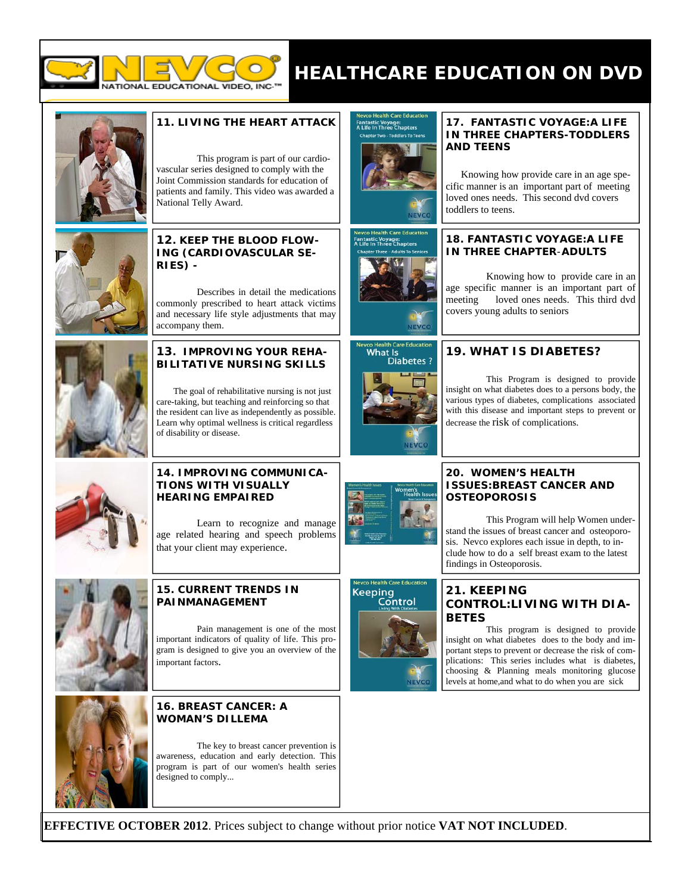# HEALTHCARE EDUCATION ON DVD

NEVCO NATIONAL EDUCATIONAL VIDEO, INC.™

### 11. LIVING THE HEART ATTACK

This program is part of our cardiovascular series designed to comply with the Joint Commission standards for education of patients and family. This video was awarded a National Telly Award.

### 12. KEEP THE BLOOD FLOWING (CARDIOVASCULAR SERIES) -

Describes in detail the medications commonly prescribed to heart attack victims and necessary life style adjustments that may accompany them.

### 13. IMPROVING YOUR REHABILITATIVE NURSING SKILLS

The goal of rehabilitative nursing is not just care-taking, but teaching and reinforcing so that the resident can live as independently as possible. Learn why optimal wellness is critical regardless of disability or disease.

### 14. IMPROVING COMMUNICATIONS WITH VISUALLY HEARING EMPAIRED

Learn to recognize and manage age related hearing and speech problems that your client may experience.

### 15. CURRENT TRENDS IN PAINMANAGEMENT

Pain management is one of the most important indicators of quality of life. This program is designed to give you an overview of the important factors.

### 16. BREAST CANCER: A WOMAN'S DILLEMA

The key to breast cancer prevention is awareness, education and early detection. This program is part of our women's health series designed to comply...

### 17. FANTASTIC VOYAGE:A LIFE IN THREE CHAPTERS-TODDLERS AND TEENS

Knowing how provide care in an age specific manner is an important part of meeting loved ones needs. This second dvd covers toddlers to teens.

### 18. FANTASTIC VOYAGE:A LIFE IN THREE CHAPTER-ADULTS

Knowing how to provide care in an age specific manner is an important part of meeting loved ones needs. This third dvd covers young adults to seniors

### 19. WHAT IS DIABETES?

This Program is designed to provide insight on what diabetes does to a persons body, the various types of diabetes, complications associated with this disease and important steps to prevent or decrease the risk of complications.

### 20. WOMEN'S HEALTH ISSUES:BREAST CANCER AND OSTEOPOROSIS

This Program will help Women understand the issues of breast cancer and osteoporosis. Nevco explores each issue in depth, to include how to do a self breast exam to the latest findings in Osteoporosis.

### 21. KEEPING CONTROL:LIVING WITH DIABETES

This program is designed to provide insight on what diabetes does to the body and important steps to prevent or decrease the risk of complications: This series includes what is diabetes, choosing & Planning meals monitoring glucose levels at home,and what to do when you are sick

**EFFECTIVE OCTOBER 2012**. Prices subject to change without prior notice **VAT NOT INCLUDED**.